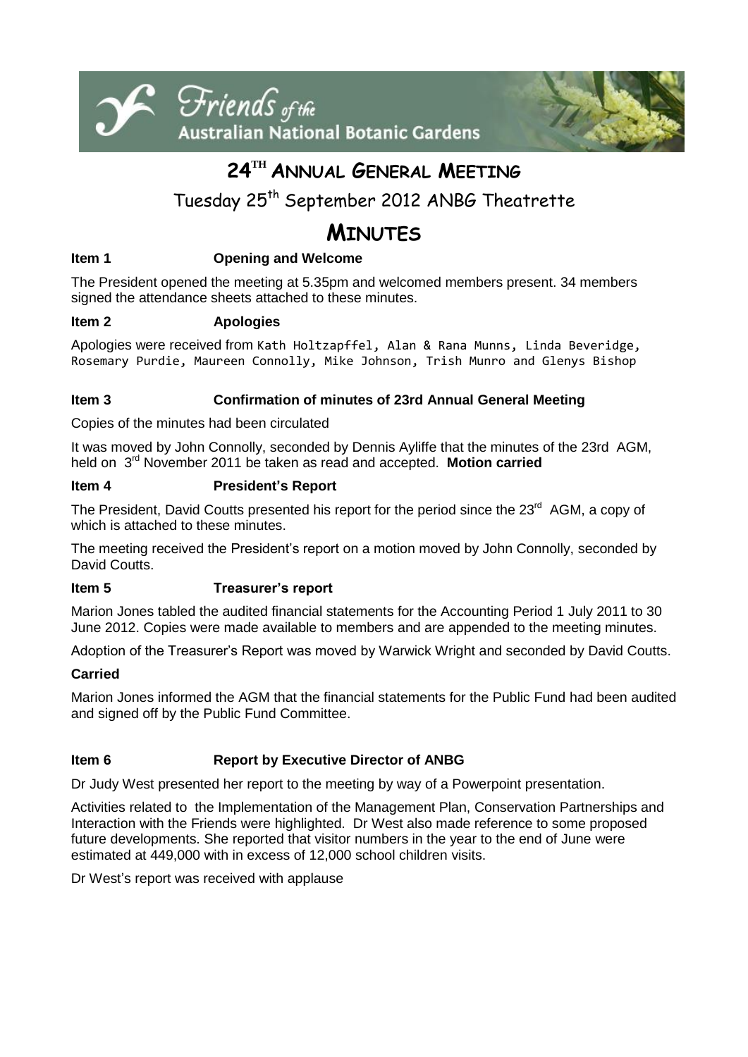Friends of the Australian National Botanic Gardens

# 24TH ANNUAL GENERAL MEETING

Tuesday 25th September 2012 ANBG Theatrette

# MINUTES

**Item 1 Opening and Welcome**

The President opened the meeting at 5.35pm and welcomed members present. 34 members signed the attendance sheets attached to these minutes.

**Item 2 Apologies**

Apologies were received from Kath Holtzapffel, Alan & Rana Munns, Linda Beveridge, Rosemary Purdie, Maureen Connolly, Mike Johnson, Trish Munro and Glenys Bishop

**Item 3 Confirmation of minutes of 23rd Annual General Meeting**

Copies of the minutes had been circulated

It was moved by John Connolly, seconded by Dennis Ayliffe that the minutes of the 23rd AGM, held on 3rd November 2011 be taken as read and accepted. **Motion carried**

**Item 4 President's Report**

The President, David Coutts presented his report for the period since the 23rd AGM, a copy of which is attached to these minutes.

The meeting received the President's report on a motion moved by John Connolly, seconded by David Coutts.

**Item 5 Treasurer's report**

Marion Jones tabled the audited financial statements for the Accounting Period 1 July 2011 to 30 June 2012. Copies were made available to members and are appended to the meeting minutes.

Adoption of the Treasurer's Report was moved by Warwick Wright and seconded by David Coutts.

**Carried**

Marion Jones informed the AGM that the financial statements for the Public Fund had been audited and signed off by the Public Fund Committee.

**Item 6 Report by Executive Director of ANBG**

Dr Judy West presented her report to the meeting by way of a Powerpoint presentation.

Activities related to the Implementation of the Management Plan, Conservation Partnerships and Interaction with the Friends were highlighted. Dr West also made reference to some proposed future developments. She reported that visitor numbers in the year to the end of June were estimated at 449,000 with in excess of 12,000 school children visits.

Dr West's report was received with applause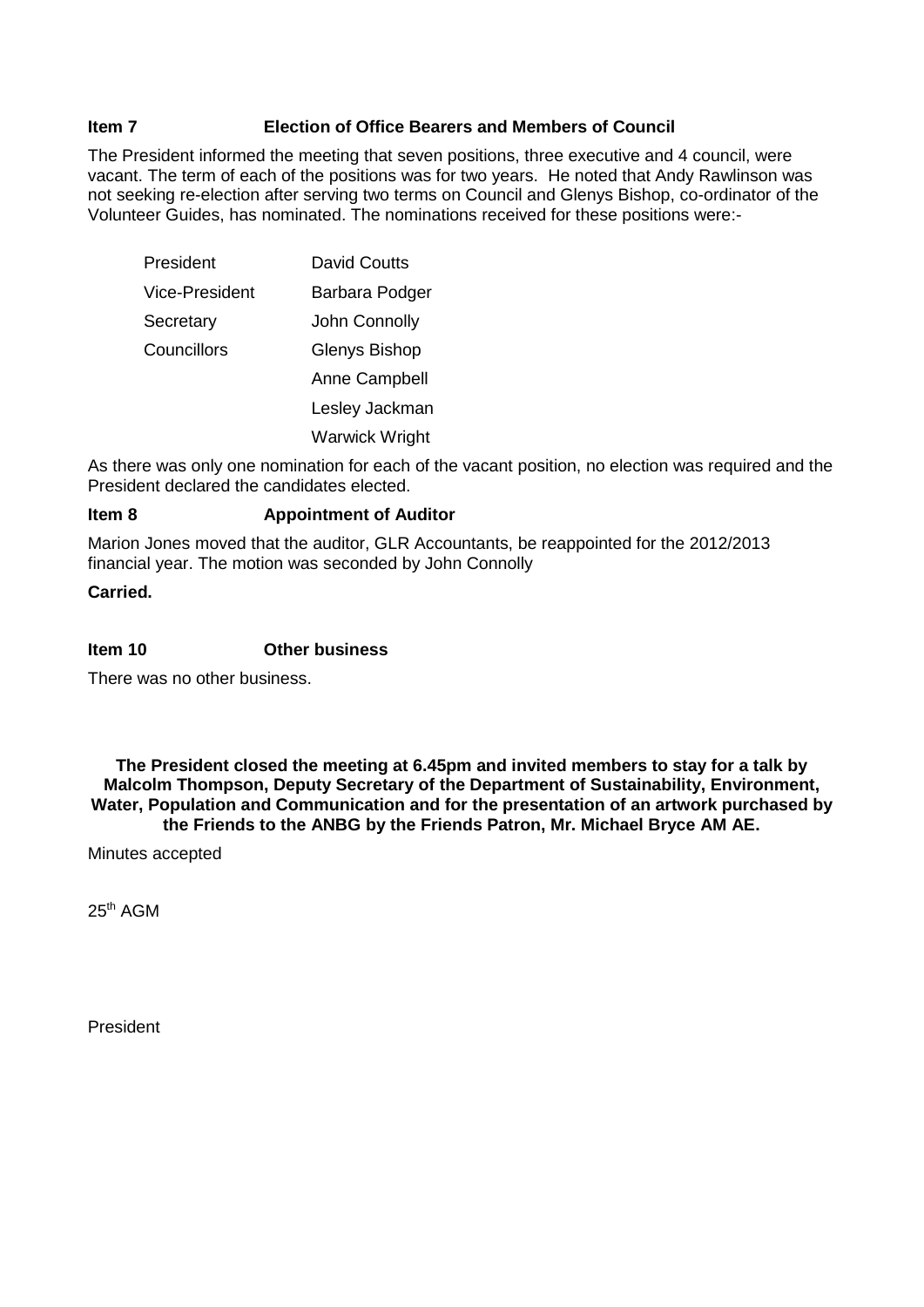**Item 7 Election of Office Bearers and Members of Council**

The President informed the meeting that seven positions, three executive and 4 council, were vacant. The term of each of the positions was for two years. He noted that Andy Rawlinson was not seeking re-election after serving two terms on Council and Glenys Bishop, co-ordinator of the Volunteer Guides, has nominated. The nominations received for these positions were:-

| | |
|---|---|
| President | David Coutts |
| Vice-President | Barbara Podger |
| Secretary | John Connolly |
| Councillors | Glenys Bishop |
| | Anne Campbell |
| | Lesley Jackman |
| | Warwick Wright |

As there was only one nomination for each of the vacant position, no election was required and the President declared the candidates elected.

**Item 8 Appointment of Auditor**

Marion Jones moved that the auditor, GLR Accountants, be reappointed for the 2012/2013 financial year. The motion was seconded by John Connolly

**Carried.**

**Item 10 Other business**

There was no other business.

**The President closed the meeting at 6.45pm and invited members to stay for a talk by Malcolm Thompson, Deputy Secretary of the Department of Sustainability, Environment, Water, Population and Communication and for the presentation of an artwork purchased by the Friends to the ANBG by the Friends Patron, Mr. Michael Bryce AM AE.**

Minutes accepted

25th AGM

President